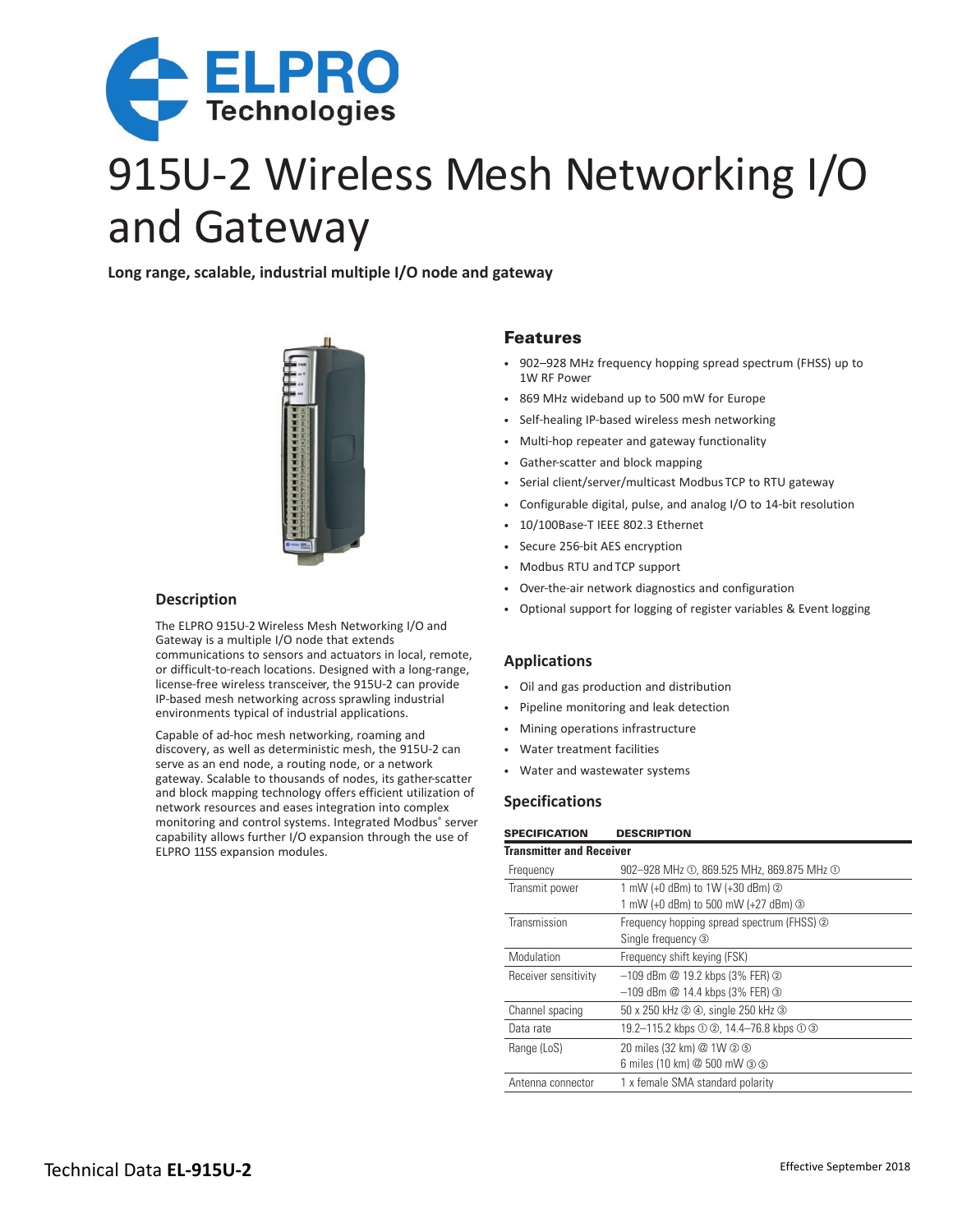ELPRO Technologies

# 915U-2 Wireless Mesh Networking I/O and Gateway

**Long range, scalable, industrial multiple I/O node and gateway**

## Description

The ELPRO 915U-2 Wireless Mesh Networking I/O and Gateway is a multiple I/O node that extends communications to sensors and actuators in local, remote, or difficult-to-reach locations. Designed with a long-range, license-free wireless transceiver, the 915U-2 can provide IP-based mesh networking across sprawling industrial environments typical of industrial applications.

Capable of ad-hoc mesh networking, roaming and discovery, as well as deterministic mesh, the 915U-2 can serve as an end node, a routing node, or a network gateway. Scalable to thousands of nodes, its gather-scatter and block mapping technology offers efficient utilization of network resources and eases integration into complex monitoring and control systems. Integrated Modbus® server capability allows further I/O expansion through the use of ELPRO 115S expansion modules.

## Features

- 902–928 MHz frequency hopping spread spectrum (FHSS) up to 1W RF Power
- 869 MHz wideband up to 500 mW for Europe
- Self-healing IP-based wireless mesh networking
- Multi-hop repeater and gateway functionality
- Gather-scatter and block mapping
- Serial client/server/multicast Modbus TCP to RTU gateway
- Configurable digital, pulse, and analog I/O to 14-bit resolution
- 10/100Base-T IEEE 802.3 Ethernet
- Secure 256-bit AES encryption
- Modbus RTU and TCP support
- Over-the-air network diagnostics and configuration
- Optional support for logging of register variables & Event logging

## Applications

- Oil and gas production and distribution
- Pipeline monitoring and leak detection
- Mining operations infrastructure
- Water treatment facilities
- Water and wastewater systems

## Specifications

| SPECIFICATION | DESCRIPTION |
|---|---|
| **Transmitter and Receiver** | |
| Frequency | 902–928 MHz ①, 869.525 MHz, 869.875 MHz ① |
| Transmit power | 1 mW (+0 dBm) to 1W (+30 dBm) ②<br>1 mW (+0 dBm) to 500 mW (+27 dBm) ③ |
| Transmission | Frequency hopping spread spectrum (FHSS) ②<br>Single frequency ③ |
| Modulation | Frequency shift keying (FSK) |
| Receiver sensitivity | –109 dBm @ 19.2 kbps (3% FER) ②<br>–109 dBm @ 14.4 kbps (3% FER) ③ |
| Channel spacing | 50 x 250 kHz ② ④, single 250 kHz ③ |
| Data rate | 19.2–115.2 kbps ① ②, 14.4–76.8 kbps ① ③ |
| Range (LoS) | 20 miles (32 km) @ 1W ② ⑤<br>6 miles (10 km) @ 500 mW ③ ⑤ |
| Antenna connector | 1 x female SMA standard polarity |

Technical Data **EL-915U-2**

Effective September 2018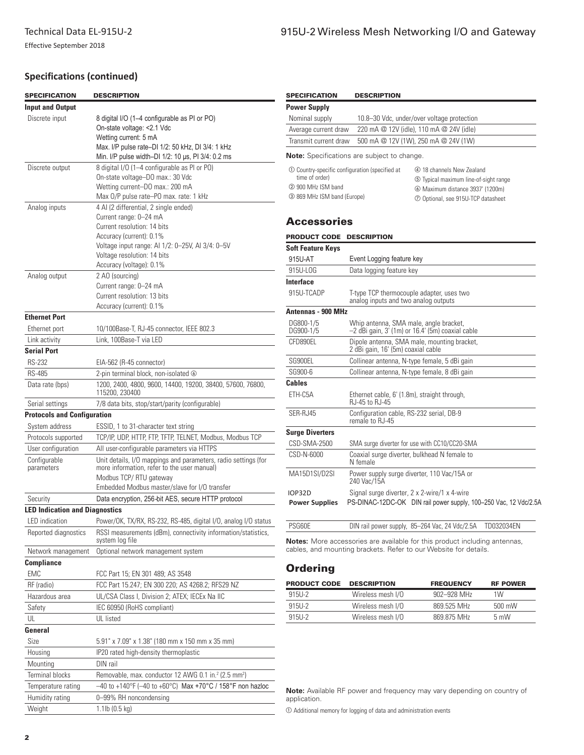## Specifications (continued)

| SPECIFICATION | DESCRIPTION |
|---|---|
| **Input and Output** | |
| Discrete input | 8 digital I/O (1–4 configurable as PI or PO)<br>On-state voltage: <2.1 Vdc<br>Wetting current: 5 mA<br>Max. I/P pulse rate–DI 1/2: 50 kHz, DI 3/4: 1 kHz<br>Min. I/P pulse width–DI 1/2: 10 µs, PI 3/4: 0.2 ms |
| Discrete output | 8 digital I/O (1–4 configurable as PI or PO)<br>On-state voltage–DO max.: 30 Vdc<br>Wetting current–DO max.: 200 mA<br>Max O/P pulse rate–PO max. rate: 1 kHz |
| Analog inputs | 4 AI (2 differential, 2 single ended)<br>Current range: 0–24 mA<br>Current resolution: 14 bits<br>Accuracy (current): 0.1%<br>Voltage input range: AI 1/2: 0–25V, AI 3/4: 0–5V<br>Voltage resolution: 14 bits<br>Accuracy (voltage): 0.1% |
| Analog output | 2 AO (sourcing)<br>Current range: 0–24 mA<br>Current resolution: 13 bits<br>Accuracy (current): 0.1% |
| **Ethernet Port** | |
| Ethernet port | 10/100Base-T, RJ-45 connector, IEEE 802.3 |
| Link activity | Link, 100Base-T via LED |
| **Serial Port** | |
| RS-232 | EIA-562 (R-45 connector) |
| RS-485 | 2-pin terminal block, non-isolated ⑥ |
| Data rate (bps) | 1200, 2400, 4800, 9600, 14400, 19200, 38400, 57600, 76800, 115200, 230400 |
| Serial settings | 7/8 data bits, stop/start/parity (configurable) |
| **Protocols and Configuration** | |
| System address | ESSID, 1 to 31-character text string |
| Protocols supported | TCP/IP, UDP, HTTP, FTP, TFTP, TELNET, Modbus, Modbus TCP |
| User configuration | All user-configurable parameters via HTTPS |
| Configurable parameters | Unit details, I/O mappings and parameters, radio settings (for more information, refer to the user manual)<br>Modbus TCP/ RTU gateway<br>Embedded Modbus master/slave for I/O transfer |
| Security | Data encryption, 256-bit AES, secure HTTP protocol |
| **LED Indication and Diagnostics** | |
| LED indication | Power/OK, TX/RX, RS-232, RS-485, digital I/O, analog I/O status |
| Reported diagnostics | RSSI measurements (dBm), connectivity information/statistics, system log file |
| Network management | Optional network management system |
| **Compliance** | |
| EMC | FCC Part 15; EN 301 489; AS 3548 |
| RF (radio) | FCC Part 15.247; EN 300 220; AS 4268.2; RFS29 NZ |
| Hazardous area | UL/CSA Class I, Division 2; ATEX; IECEx Na IIC |
| Safety | IEC 60950 (RoHS compliant) |
| UL | UL listed |
| **General** | |
| Size | 5.91" x 7.09" x 1.38" (180 mm x 150 mm x 35 mm) |
| Housing | IP20 rated high-density thermoplastic |
| Mounting | DIN rail |
| Terminal blocks | Removable, max. conductor 12 AWG 0.1 in.$^2$ (2.5 mm$^2$) |
| Temperature rating | –40 to +140°F (–40 to +60°C) Max +70°C / 158°F non hazloc |
| Humidity rating | 0–99% RH noncondensing |
| Weight | 1.1lb (0.5 kg) |

| SPECIFICATION | DESCRIPTION |
|---|---|
| **Power Supply** | |
| Nominal supply | 10.8–30 Vdc, under/over voltage protection |
| Average current draw | 220 mA @ 12V (idle), 110 mA @ 24V (idle) |
| Transmit current draw | 500 mA @ 12V (1W), 250 mA @ 24V (1W) |

**Note:** Specifications are subject to change.

① Country-specific configuration (specified at time of order)
② 900 MHz ISM band
③ 869 MHz ISM band (Europe)
④ 18 channels New Zealand
⑤ Typical maximum line-of-sight range
⑥ Maximum distance 3937' (1200m)
⑦ Optional, see 915U-TCP datasheet

## Accessories

| PRODUCT CODE | DESCRIPTION |
|---|---|
| **Soft Feature Keys** | |
| 915U-AT | Event Logging feature key |
| 915U-LOG | Data logging feature key |
| **Interface** | |
| 915U-TCADP | T-type TCP thermocouple adapter, uses two analog inputs and two analog outputs |
| **Antennas - 900 MHz** | |
| DG800-1/5<br>DG900-1/5 | Whip antenna, SMA male, angle bracket, –2 dBi gain, 3' (1m) or 16.4' (5m) coaxial cable |
| CFD890EL | Dipole antenna, SMA male, mounting bracket, 2 dBi gain, 16' (5m) coaxial cable |
| SG900EL | Collinear antenna, N-type female, 5 dBi gain |
| SG900-6 | Collinear antenna, N-type female, 8 dBi gain |
| **Cables** | |
| ETH-C5A | Ethernet cable, 6' (1.8m), straight through, RJ-45 to RJ-45 |
| SER-RJ45 | Configuration cable, RS-232 serial, DB-9 remale to RJ-45 |
| **Surge Diverters** | |
| CSD-SMA-2500 | SMA surge diverter for use with CC10/CC20-SMA |
| CSD-N-6000 | Coaxial surge diverter, bulkhead N female to N female |
| MA15D1SI/D2SI | Power supply surge diverter, 110 Vac/15A or 240 Vac/15A |
| IOP32D | Signal surge diverter, 2 x 2-wire/1 x 4-wire |
| **Power Supplies** | |
| PS-DINAC-12DC-OK | DIN rail power supply, 100–250 Vac, 12 Vdc/2.5A |
| PSG60E | DIN rail power supply, 85–264 Vac, 24 Vdc/2.5A TD032034EN |

**Notes:** More accessories are available for this product including antennas, cables, and mounting brackets. Refer to our Website for details.

## Ordering

| PRODUCT CODE | DESCRIPTION | FREQUENCY | RF POWER |
|---|---|---|---|
| 915U-2 | Wireless mesh I/O | 902–928 MHz | 1W |
| 915U-2 | Wireless mesh I/O | 869.525 MHz | 500 mW |
| 915U-2 | Wireless mesh I/O | 869.875 MHz | 5 mW |

**Note:** Available RF power and frequency may vary depending on country of application.

① Additional memory for logging of data and administration events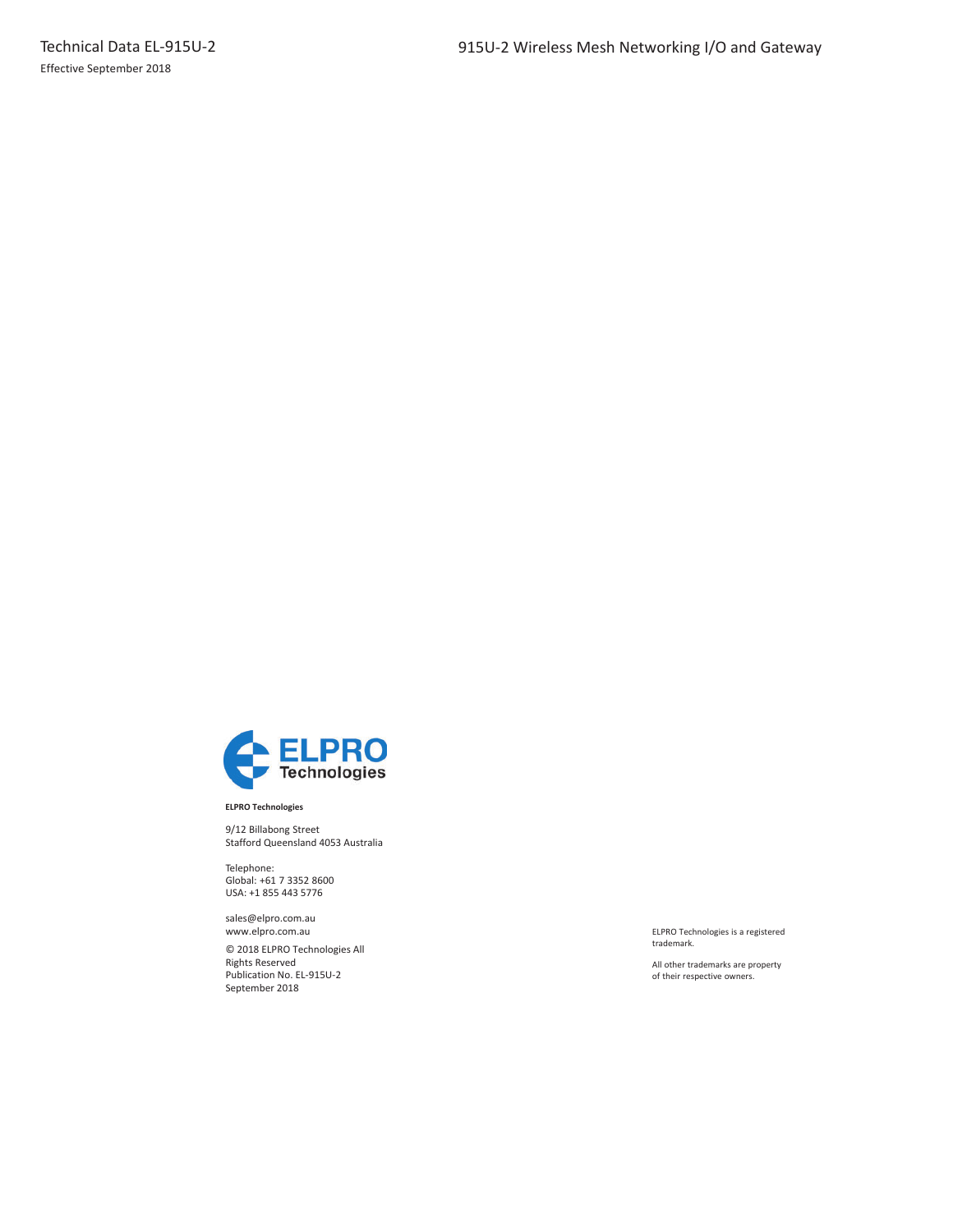**ELPRO Technologies**

9/12 Billabong Street
Stafford Queensland 4053 Australia

Telephone:
Global: +61 7 3352 8600
USA: +1 855 443 5776

sales@elpro.com.au
www.elpro.com.au

© 2018 ELPRO Technologies All Rights Reserved
Publication No. EL-915U-2
September 2018

ELPRO Technologies is a registered trademark.

All other trademarks are property of their respective owners.